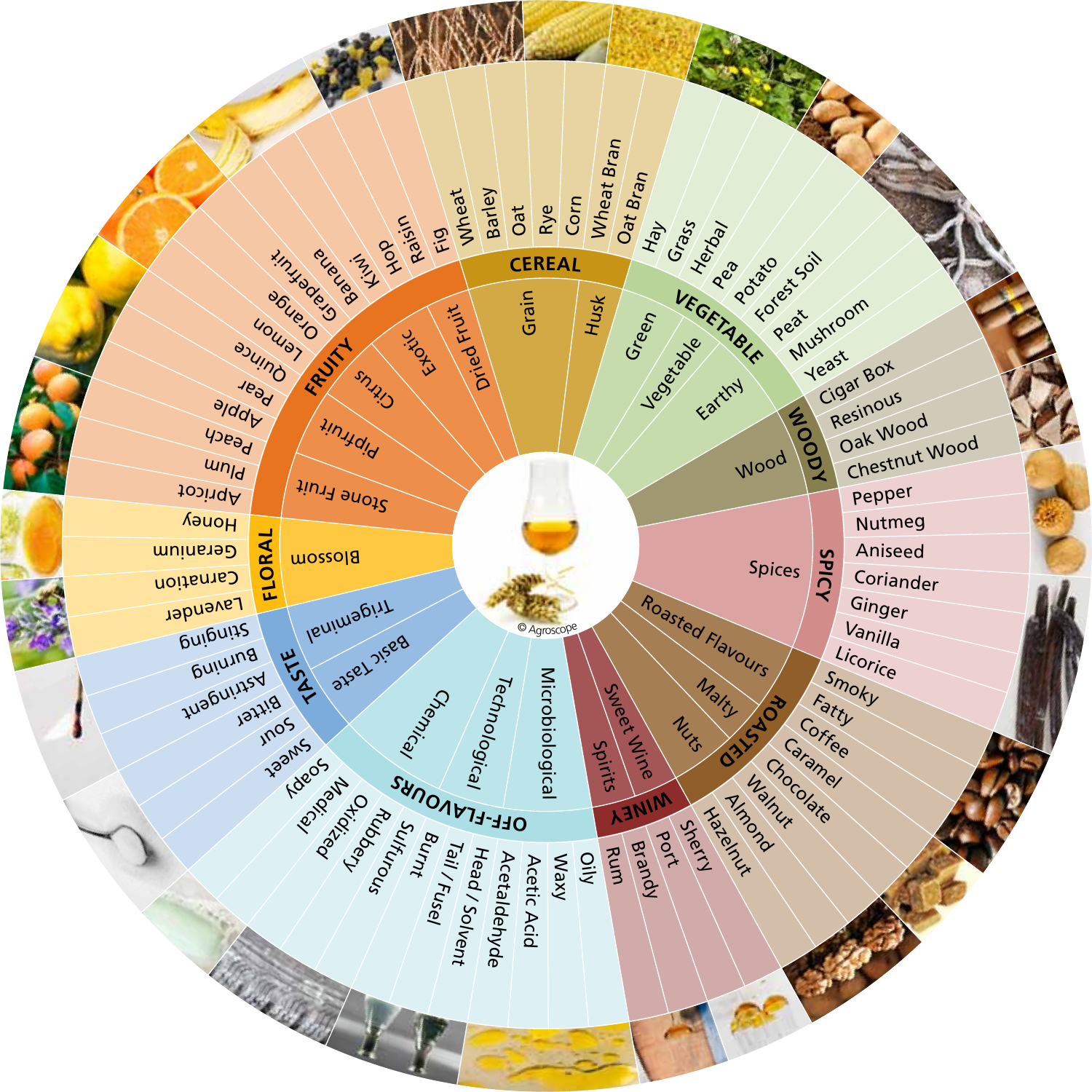## CEREAL
- **Subcategories:** Grain, Husk
- **Descriptors:** Wheat, Barley, Oat, Rye, Corn, Wheat Bran, Oat Bran

## VEGETABLE
- **Subcategories:** Green, Vegetable, Earthy
- **Descriptors:** Hay, Grass, Herbal, Pea, Potato, Forest Soil, Peat, Mushroom, Yeast

## WOODY
- **Subcategory:** Wood
- **Descriptors:** Cigar Box, Resinous, Oak Wood, Chestnut Wood

## SPICY
- **Subcategory:** Spices
- **Descriptors:** Pepper, Nutmeg, Aniseed, Coriander, Ginger, Vanilla, Licorice

## ROASTED
- **Subcategories:** Roasted Flavours, Malty, Nuts
- **Descriptors:** Smoky, Fatty, Coffee, Caramel, Chocolate, Walnut, Almond, Hazelnut

## WINEY
- **Subcategories:** Sweet Wine, Spirits
- **Descriptors:** Sherry, Port, Brandy, Rum

## OFF-FLAVOURS
- **Subcategories:** Microbiological, Technological, Chemical
- **Descriptors:** Oily, Waxy, Acetic Acid, Acetaldehyde, Head / Solvent, Tail / Fusel, Burnt, Sulfurous, Rubbery, Oxidized, Medical, Soapy

## TASTE
- **Subcategories:** Basic Taste, Trigeminal
- **Descriptors:** Sweet, Sour, Bitter, Astringent, Burning, Stinging

## FLORAL
- **Subcategory:** Blossom
- **Descriptors:** Lavender, Carnation, Geranium, Honey

## FRUITY
- **Subcategories:** Stone Fruit, Pipfruit, Citrus, Exotic, Dried Fruit
- **Descriptors:** Apricot, Plum, Peach, Apple, Pear, Quince, Lemon, Orange, Grapefruit, Banana, Kiwi, Hop, Raisin, Fig

© Agroscope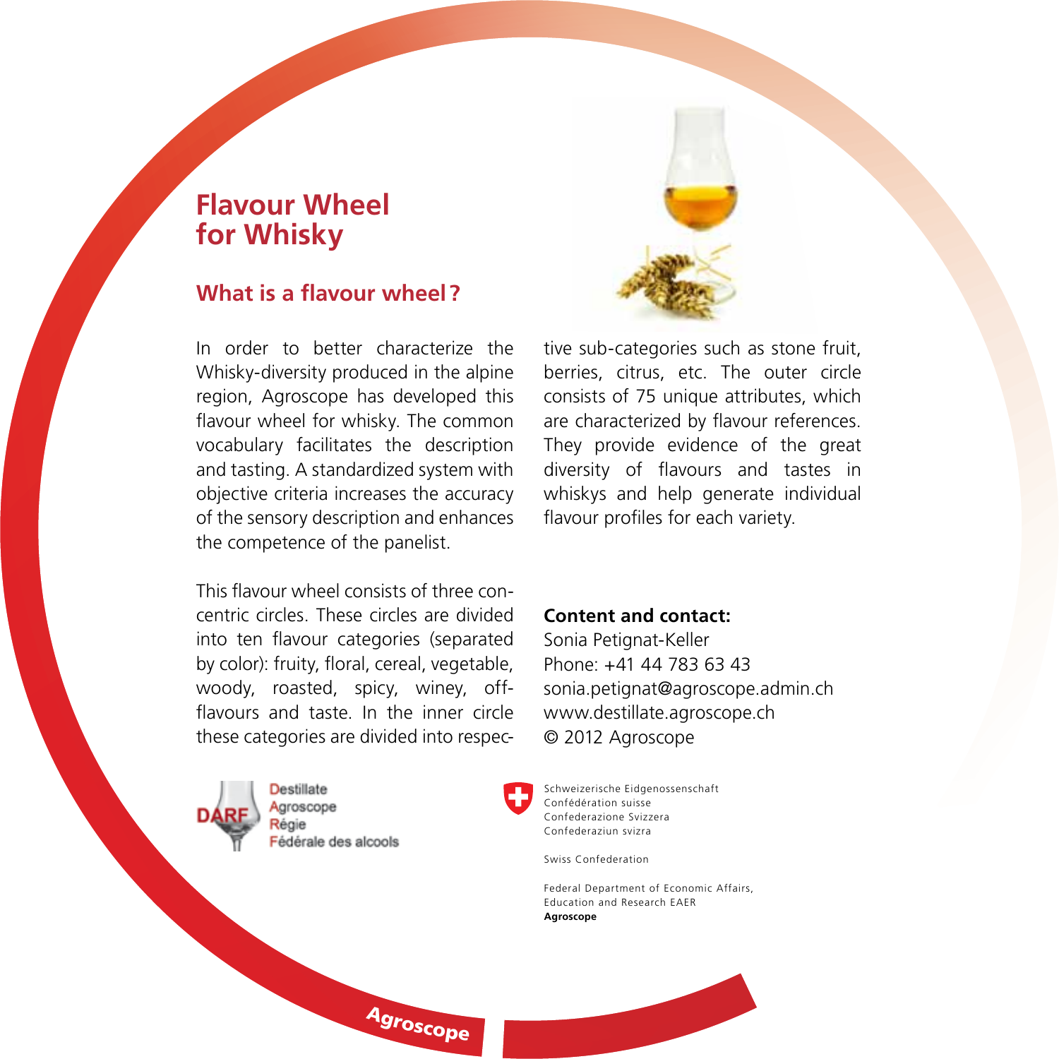# Flavour Wheel for Whisky

## What is a flavour wheel?

In order to better characterize the Whisky-diversity produced in the alpine region, Agroscope has developed this flavour wheel for whisky. The common vocabulary facilitates the description and tasting. A standardized system with objective criteria increases the accuracy of the sensory description and enhances the competence of the panelist.

This flavour wheel consists of three concentric circles. These circles are divided into ten flavour categories (separated by color): fruity, floral, cereal, vegetable, woody, roasted, spicy, winey, off-flavours and taste. In the inner circle these categories are divided into respective sub-categories such as stone fruit, berries, citrus, etc. The outer circle consists of 75 unique attributes, which are characterized by flavour references. They provide evidence of the great diversity of flavours and tastes in whiskys and help generate individual flavour profiles for each variety.

**Content and contact:**
Sonia Petignat-Keller
Phone: +41 44 783 63 43
sonia.petignat@agroscope.admin.ch
www.destillate.agroscope.ch
© 2012 Agroscope

DARF
Destillate
Agroscope
Régie
Fédérale des alcools

Schweizerische Eidgenossenschaft
Confédération suisse
Confederazione Svizzera
Confederaziun svizra

Swiss Confederation

Federal Department of Economic Affairs,
Education and Research EAER
**Agroscope**

Agroscope